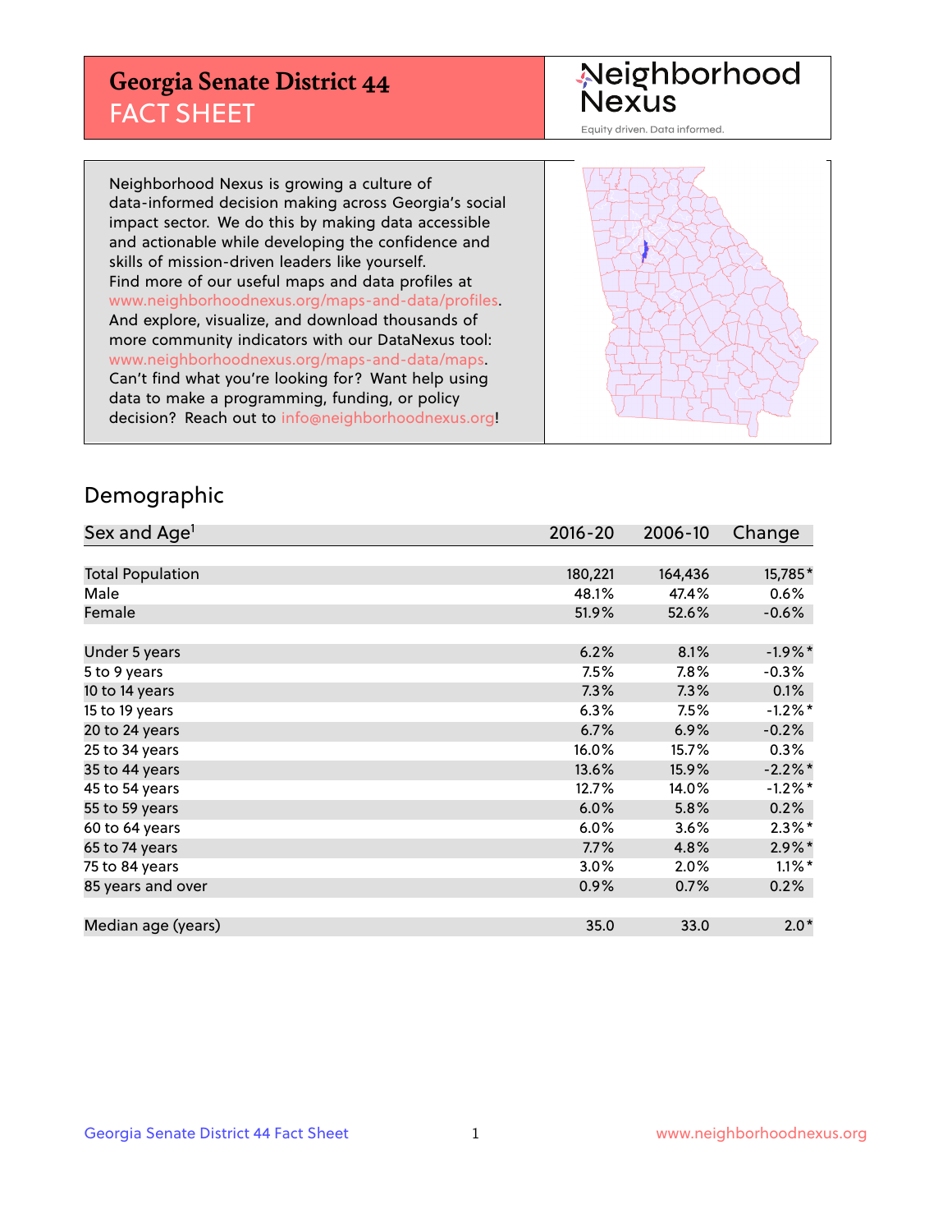# Georgia Senate District 44
## FACT SHEET

Neighborhood Nexus

Equity driven. Data informed.

Neighborhood Nexus is growing a culture of data-informed decision making across Georgia's social impact sector. We do this by making data accessible and actionable while developing the confidence and skills of mission-driven leaders like yourself. Find more of our useful maps and data profiles at www.neighborhoodnexus.org/maps-and-data/profiles. And explore, visualize, and download thousands of more community indicators with our DataNexus tool: www.neighborhoodnexus.org/maps-and-data/maps. Can't find what you're looking for? Want help using data to make a programming, funding, or policy decision? Reach out to info@neighborhoodnexus.org!

## Demographic

| Sex and Age[1] | 2016-20 | 2006-10 | Change |
|---|---|---|---|
| Total Population | 180,221 | 164,436 | 15,785* |
| Male | 48.1% | 47.4% | 0.6% |
| Female | 51.9% | 52.6% | -0.6% |
| | | | |
| Under 5 years | 6.2% | 8.1% | -1.9%* |
| 5 to 9 years | 7.5% | 7.8% | -0.3% |
| 10 to 14 years | 7.3% | 7.3% | 0.1% |
| 15 to 19 years | 6.3% | 7.5% | -1.2%* |
| 20 to 24 years | 6.7% | 6.9% | -0.2% |
| 25 to 34 years | 16.0% | 15.7% | 0.3% |
| 35 to 44 years | 13.6% | 15.9% | -2.2%* |
| 45 to 54 years | 12.7% | 14.0% | -1.2%* |
| 55 to 59 years | 6.0% | 5.8% | 0.2% |
| 60 to 64 years | 6.0% | 3.6% | 2.3%* |
| 65 to 74 years | 7.7% | 4.8% | 2.9%* |
| 75 to 84 years | 3.0% | 2.0% | 1.1%* |
| 85 years and over | 0.9% | 0.7% | 0.2% |
| | | | |
| Median age (years) | 35.0 | 33.0 | 2.0* |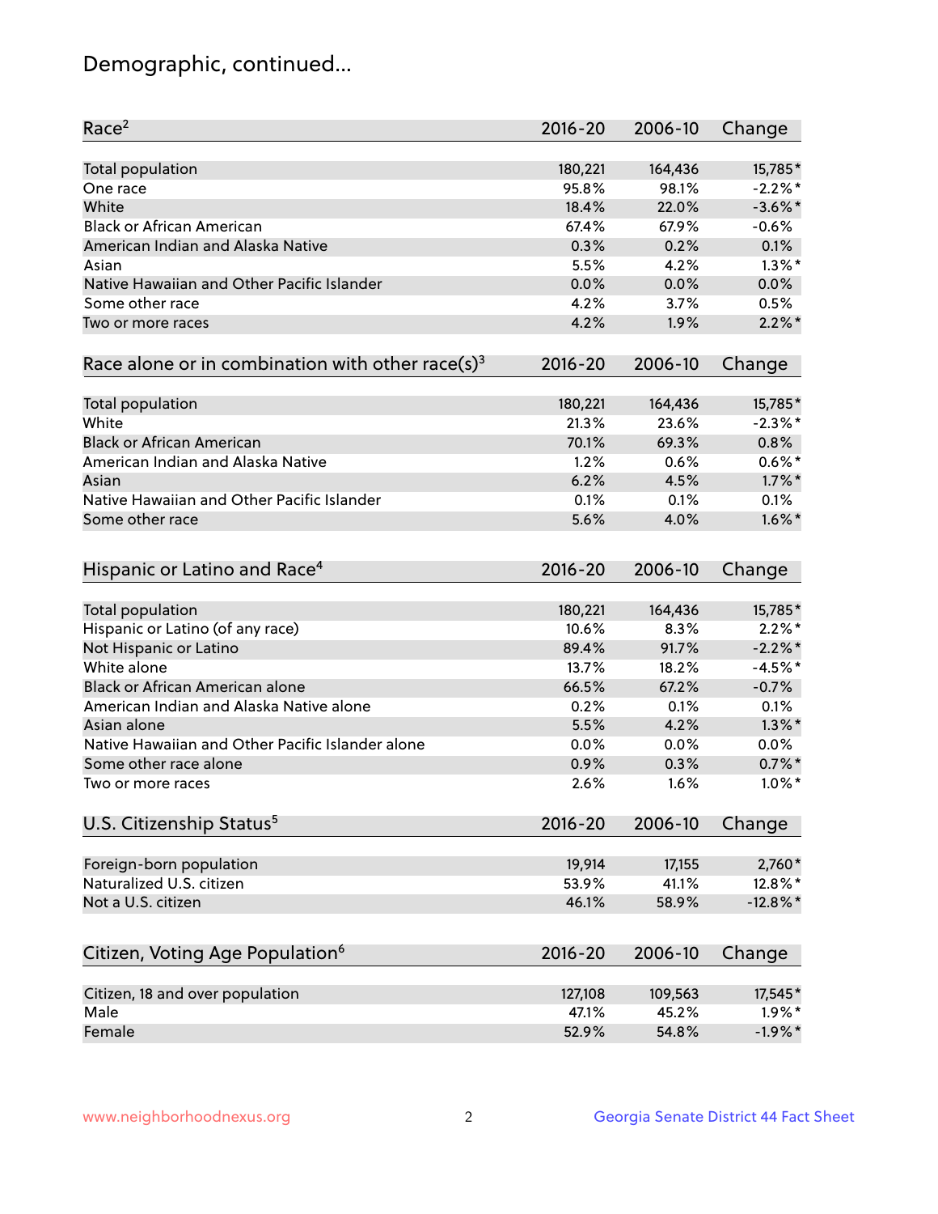# Demographic, continued...

| Race[2] | 2016-20 | 2006-10 | Change |
|---|---|---|---|
| Total population | 180,221 | 164,436 | 15,785* |
| One race | 95.8% | 98.1% | -2.2%* |
| White | 18.4% | 22.0% | -3.6%* |
| Black or African American | 67.4% | 67.9% | -0.6% |
| American Indian and Alaska Native | 0.3% | 0.2% | 0.1% |
| Asian | 5.5% | 4.2% | 1.3%* |
| Native Hawaiian and Other Pacific Islander | 0.0% | 0.0% | 0.0% |
| Some other race | 4.2% | 3.7% | 0.5% |
| Two or more races | 4.2% | 1.9% | 2.2%* |

| Race alone or in combination with other race(s)[3] | 2016-20 | 2006-10 | Change |
|---|---|---|---|
| Total population | 180,221 | 164,436 | 15,785* |
| White | 21.3% | 23.6% | -2.3%* |
| Black or African American | 70.1% | 69.3% | 0.8% |
| American Indian and Alaska Native | 1.2% | 0.6% | 0.6%* |
| Asian | 6.2% | 4.5% | 1.7%* |
| Native Hawaiian and Other Pacific Islander | 0.1% | 0.1% | 0.1% |
| Some other race | 5.6% | 4.0% | 1.6%* |

| Hispanic or Latino and Race[4] | 2016-20 | 2006-10 | Change |
|---|---|---|---|
| Total population | 180,221 | 164,436 | 15,785* |
| Hispanic or Latino (of any race) | 10.6% | 8.3% | 2.2%* |
| Not Hispanic or Latino | 89.4% | 91.7% | -2.2%* |
| White alone | 13.7% | 18.2% | -4.5%* |
| Black or African American alone | 66.5% | 67.2% | -0.7% |
| American Indian and Alaska Native alone | 0.2% | 0.1% | 0.1% |
| Asian alone | 5.5% | 4.2% | 1.3%* |
| Native Hawaiian and Other Pacific Islander alone | 0.0% | 0.0% | 0.0% |
| Some other race alone | 0.9% | 0.3% | 0.7%* |
| Two or more races | 2.6% | 1.6% | 1.0%* |

| U.S. Citizenship Status[5] | 2016-20 | 2006-10 | Change |
|---|---|---|---|
| Foreign-born population | 19,914 | 17,155 | 2,760* |
| Naturalized U.S. citizen | 53.9% | 41.1% | 12.8%* |
| Not a U.S. citizen | 46.1% | 58.9% | -12.8%* |

| Citizen, Voting Age Population[6] | 2016-20 | 2006-10 | Change |
|---|---|---|---|
| Citizen, 18 and over population | 127,108 | 109,563 | 17,545* |
| Male | 47.1% | 45.2% | 1.9%* |
| Female | 52.9% | 54.8% | -1.9%* |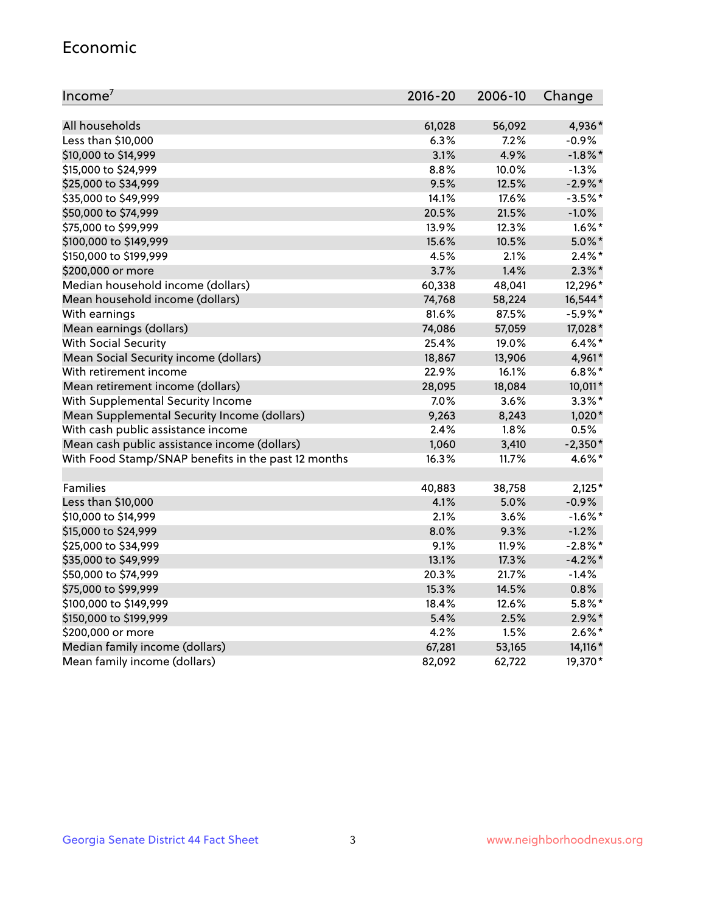## Economic

| Income[7] | 2016-20 | 2006-10 | Change |
|---|---|---|---|
| All households | 61,028 | 56,092 | 4,936* |
| Less than $10,000 | 6.3% | 7.2% | -0.9% |
| $10,000 to $14,999 | 3.1% | 4.9% | -1.8%* |
| $15,000 to $24,999 | 8.8% | 10.0% | -1.3% |
| $25,000 to $34,999 | 9.5% | 12.5% | -2.9%* |
| $35,000 to $49,999 | 14.1% | 17.6% | -3.5%* |
| $50,000 to $74,999 | 20.5% | 21.5% | -1.0% |
| $75,000 to $99,999 | 13.9% | 12.3% | 1.6%* |
| $100,000 to $149,999 | 15.6% | 10.5% | 5.0%* |
| $150,000 to $199,999 | 4.5% | 2.1% | 2.4%* |
| $200,000 or more | 3.7% | 1.4% | 2.3%* |
| Median household income (dollars) | 60,338 | 48,041 | 12,296* |
| Mean household income (dollars) | 74,768 | 58,224 | 16,544* |
| With earnings | 81.6% | 87.5% | -5.9%* |
| Mean earnings (dollars) | 74,086 | 57,059 | 17,028* |
| With Social Security | 25.4% | 19.0% | 6.4%* |
| Mean Social Security income (dollars) | 18,867 | 13,906 | 4,961* |
| With retirement income | 22.9% | 16.1% | 6.8%* |
| Mean retirement income (dollars) | 28,095 | 18,084 | 10,011* |
| With Supplemental Security Income | 7.0% | 3.6% | 3.3%* |
| Mean Supplemental Security Income (dollars) | 9,263 | 8,243 | 1,020* |
| With cash public assistance income | 2.4% | 1.8% | 0.5% |
| Mean cash public assistance income (dollars) | 1,060 | 3,410 | -2,350* |
| With Food Stamp/SNAP benefits in the past 12 months | 16.3% | 11.7% | 4.6%* |
| | | | |
| Families | 40,883 | 38,758 | 2,125* |
| Less than $10,000 | 4.1% | 5.0% | -0.9% |
| $10,000 to $14,999 | 2.1% | 3.6% | -1.6%* |
| $15,000 to $24,999 | 8.0% | 9.3% | -1.2% |
| $25,000 to $34,999 | 9.1% | 11.9% | -2.8%* |
| $35,000 to $49,999 | 13.1% | 17.3% | -4.2%* |
| $50,000 to $74,999 | 20.3% | 21.7% | -1.4% |
| $75,000 to $99,999 | 15.3% | 14.5% | 0.8% |
| $100,000 to $149,999 | 18.4% | 12.6% | 5.8%* |
| $150,000 to $199,999 | 5.4% | 2.5% | 2.9%* |
| $200,000 or more | 4.2% | 1.5% | 2.6%* |
| Median family income (dollars) | 67,281 | 53,165 | 14,116* |
| Mean family income (dollars) | 82,092 | 62,722 | 19,370* |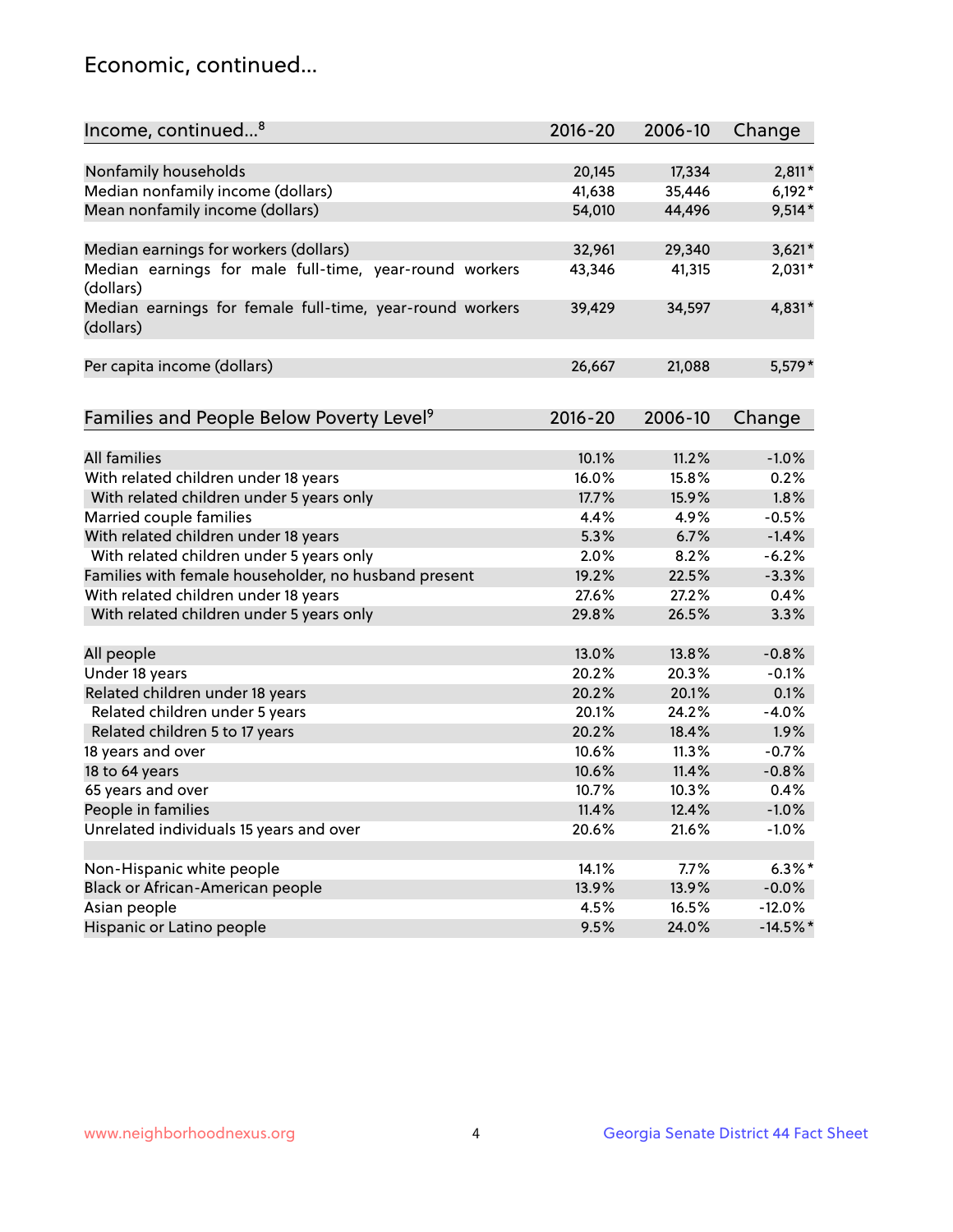## Economic, continued...

| Income, continued...[8] | 2016-20 | 2006-10 | Change |
|---|---|---|---|
| Nonfamily households | 20,145 | 17,334 | 2,811* |
| Median nonfamily income (dollars) | 41,638 | 35,446 | 6,192* |
| Mean nonfamily income (dollars) | 54,010 | 44,496 | 9,514* |
| Median earnings for workers (dollars) | 32,961 | 29,340 | 3,621* |
| Median earnings for male full-time, year-round workers (dollars) | 43,346 | 41,315 | 2,031* |
| Median earnings for female full-time, year-round workers (dollars) | 39,429 | 34,597 | 4,831* |
| Per capita income (dollars) | 26,667 | 21,088 | 5,579* |

| Families and People Below Poverty Level[9] | 2016-20 | 2006-10 | Change |
|---|---|---|---|
| All families | 10.1% | 11.2% | -1.0% |
| With related children under 18 years | 16.0% | 15.8% | 0.2% |
| With related children under 5 years only | 17.7% | 15.9% | 1.8% |
| Married couple families | 4.4% | 4.9% | -0.5% |
| With related children under 18 years | 5.3% | 6.7% | -1.4% |
| With related children under 5 years only | 2.0% | 8.2% | -6.2% |
| Families with female householder, no husband present | 19.2% | 22.5% | -3.3% |
| With related children under 18 years | 27.6% | 27.2% | 0.4% |
| With related children under 5 years only | 29.8% | 26.5% | 3.3% |
| All people | 13.0% | 13.8% | -0.8% |
| Under 18 years | 20.2% | 20.3% | -0.1% |
| Related children under 18 years | 20.2% | 20.1% | 0.1% |
| Related children under 5 years | 20.1% | 24.2% | -4.0% |
| Related children 5 to 17 years | 20.2% | 18.4% | 1.9% |
| 18 years and over | 10.6% | 11.3% | -0.7% |
| 18 to 64 years | 10.6% | 11.4% | -0.8% |
| 65 years and over | 10.7% | 10.3% | 0.4% |
| People in families | 11.4% | 12.4% | -1.0% |
| Unrelated individuals 15 years and over | 20.6% | 21.6% | -1.0% |
| Non-Hispanic white people | 14.1% | 7.7% | 6.3%* |
| Black or African-American people | 13.9% | 13.9% | -0.0% |
| Asian people | 4.5% | 16.5% | -12.0% |
| Hispanic or Latino people | 9.5% | 24.0% | -14.5%* |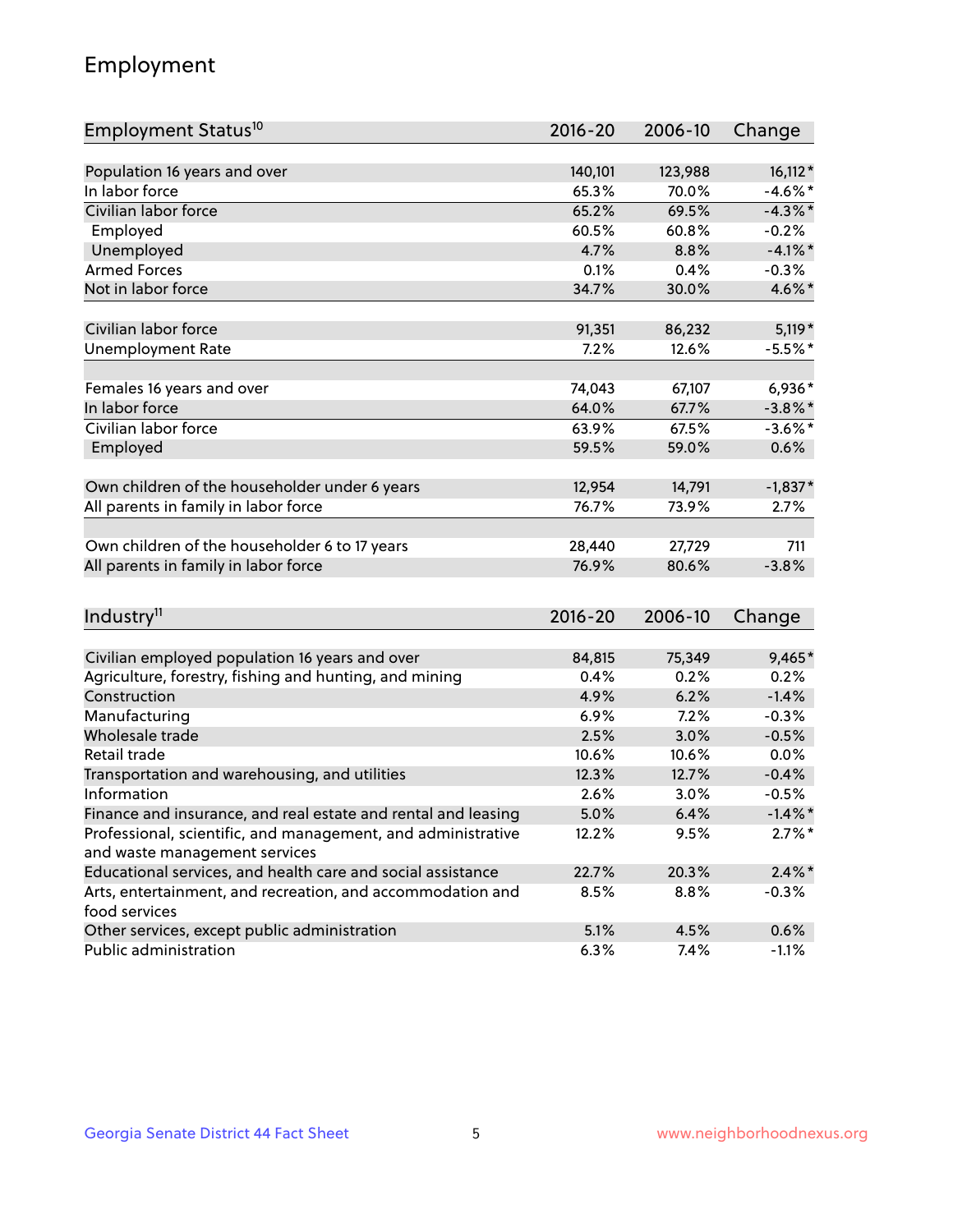# Employment

| Employment Status[10] | 2016-20 | 2006-10 | Change |
|---|---|---|---|
| Population 16 years and over | 140,101 | 123,988 | 16,112* |
| In labor force | 65.3% | 70.0% | -4.6%* |
| Civilian labor force | 65.2% | 69.5% | -4.3%* |
| Employed | 60.5% | 60.8% | -0.2% |
| Unemployed | 4.7% | 8.8% | -4.1%* |
| Armed Forces | 0.1% | 0.4% | -0.3% |
| Not in labor force | 34.7% | 30.0% | 4.6%* |
| | | | |
| Civilian labor force | 91,351 | 86,232 | 5,119* |
| Unemployment Rate | 7.2% | 12.6% | -5.5%* |
| | | | |
| Females 16 years and over | 74,043 | 67,107 | 6,936* |
| In labor force | 64.0% | 67.7% | -3.8%* |
| Civilian labor force | 63.9% | 67.5% | -3.6%* |
| Employed | 59.5% | 59.0% | 0.6% |
| | | | |
| Own children of the householder under 6 years | 12,954 | 14,791 | -1,837* |
| All parents in family in labor force | 76.7% | 73.9% | 2.7% |
| | | | |
| Own children of the householder 6 to 17 years | 28,440 | 27,729 | 711 |
| All parents in family in labor force | 76.9% | 80.6% | -3.8% |

| Industry[11] | 2016-20 | 2006-10 | Change |
|---|---|---|---|
| Civilian employed population 16 years and over | 84,815 | 75,349 | 9,465* |
| Agriculture, forestry, fishing and hunting, and mining | 0.4% | 0.2% | 0.2% |
| Construction | 4.9% | 6.2% | -1.4% |
| Manufacturing | 6.9% | 7.2% | -0.3% |
| Wholesale trade | 2.5% | 3.0% | -0.5% |
| Retail trade | 10.6% | 10.6% | 0.0% |
| Transportation and warehousing, and utilities | 12.3% | 12.7% | -0.4% |
| Information | 2.6% | 3.0% | -0.5% |
| Finance and insurance, and real estate and rental and leasing | 5.0% | 6.4% | -1.4%* |
| Professional, scientific, and management, and administrative and waste management services | 12.2% | 9.5% | 2.7%* |
| Educational services, and health care and social assistance | 22.7% | 20.3% | 2.4%* |
| Arts, entertainment, and recreation, and accommodation and food services | 8.5% | 8.8% | -0.3% |
| Other services, except public administration | 5.1% | 4.5% | 0.6% |
| Public administration | 6.3% | 7.4% | -1.1% |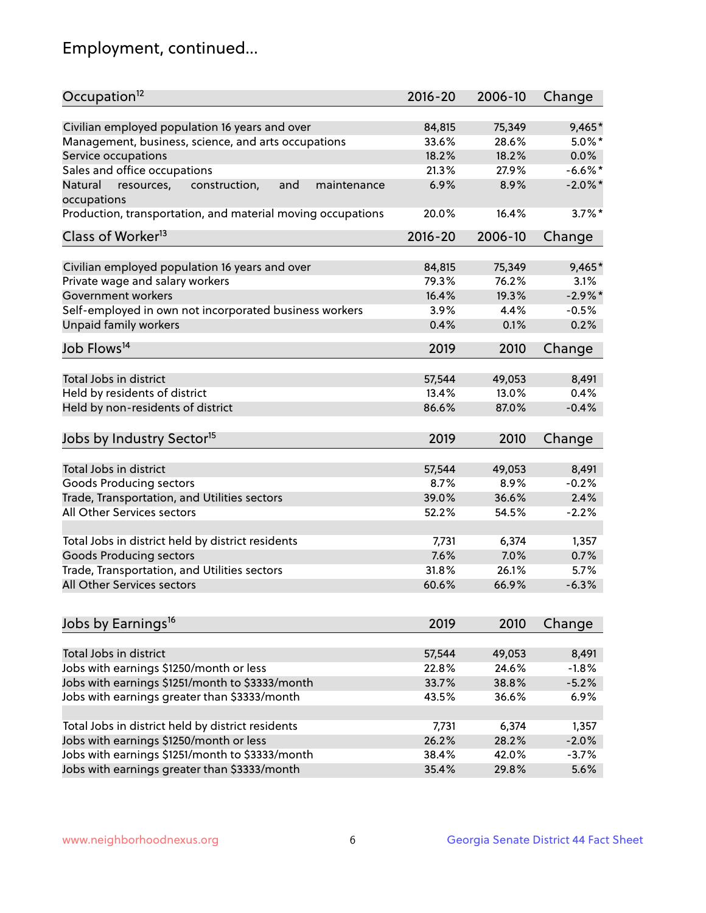# Employment, continued...

| Occupation[12] | 2016-20 | 2006-10 | Change |
|---|---|---|---|
| Civilian employed population 16 years and over | 84,815 | 75,349 | 9,465* |
| Management, business, science, and arts occupations | 33.6% | 28.6% | 5.0%* |
| Service occupations | 18.2% | 18.2% | 0.0% |
| Sales and office occupations | 21.3% | 27.9% | -6.6%* |
| Natural resources, construction, and maintenance occupations | 6.9% | 8.9% | -2.0%* |
| Production, transportation, and material moving occupations | 20.0% | 16.4% | 3.7%* |

| Class of Worker[13] | 2016-20 | 2006-10 | Change |
|---|---|---|---|
| Civilian employed population 16 years and over | 84,815 | 75,349 | 9,465* |
| Private wage and salary workers | 79.3% | 76.2% | 3.1% |
| Government workers | 16.4% | 19.3% | -2.9%* |
| Self-employed in own not incorporated business workers | 3.9% | 4.4% | -0.5% |
| Unpaid family workers | 0.4% | 0.1% | 0.2% |

| Job Flows[14] | 2019 | 2010 | Change |
|---|---|---|---|
| Total Jobs in district | 57,544 | 49,053 | 8,491 |
| Held by residents of district | 13.4% | 13.0% | 0.4% |
| Held by non-residents of district | 86.6% | 87.0% | -0.4% |

| Jobs by Industry Sector[15] | 2019 | 2010 | Change |
|---|---|---|---|
| Total Jobs in district | 57,544 | 49,053 | 8,491 |
| Goods Producing sectors | 8.7% | 8.9% | -0.2% |
| Trade, Transportation, and Utilities sectors | 39.0% | 36.6% | 2.4% |
| All Other Services sectors | 52.2% | 54.5% | -2.2% |
| | | | |
| Total Jobs in district held by district residents | 7,731 | 6,374 | 1,357 |
| Goods Producing sectors | 7.6% | 7.0% | 0.7% |
| Trade, Transportation, and Utilities sectors | 31.8% | 26.1% | 5.7% |
| All Other Services sectors | 60.6% | 66.9% | -6.3% |

| Jobs by Earnings[16] | 2019 | 2010 | Change |
|---|---|---|---|
| Total Jobs in district | 57,544 | 49,053 | 8,491 |
| Jobs with earnings $1250/month or less | 22.8% | 24.6% | -1.8% |
| Jobs with earnings $1251/month to $3333/month | 33.7% | 38.8% | -5.2% |
| Jobs with earnings greater than $3333/month | 43.5% | 36.6% | 6.9% |
| | | | |
| Total Jobs in district held by district residents | 7,731 | 6,374 | 1,357 |
| Jobs with earnings $1250/month or less | 26.2% | 28.2% | -2.0% |
| Jobs with earnings $1251/month to $3333/month | 38.4% | 42.0% | -3.7% |
| Jobs with earnings greater than $3333/month | 35.4% | 29.8% | 5.6% |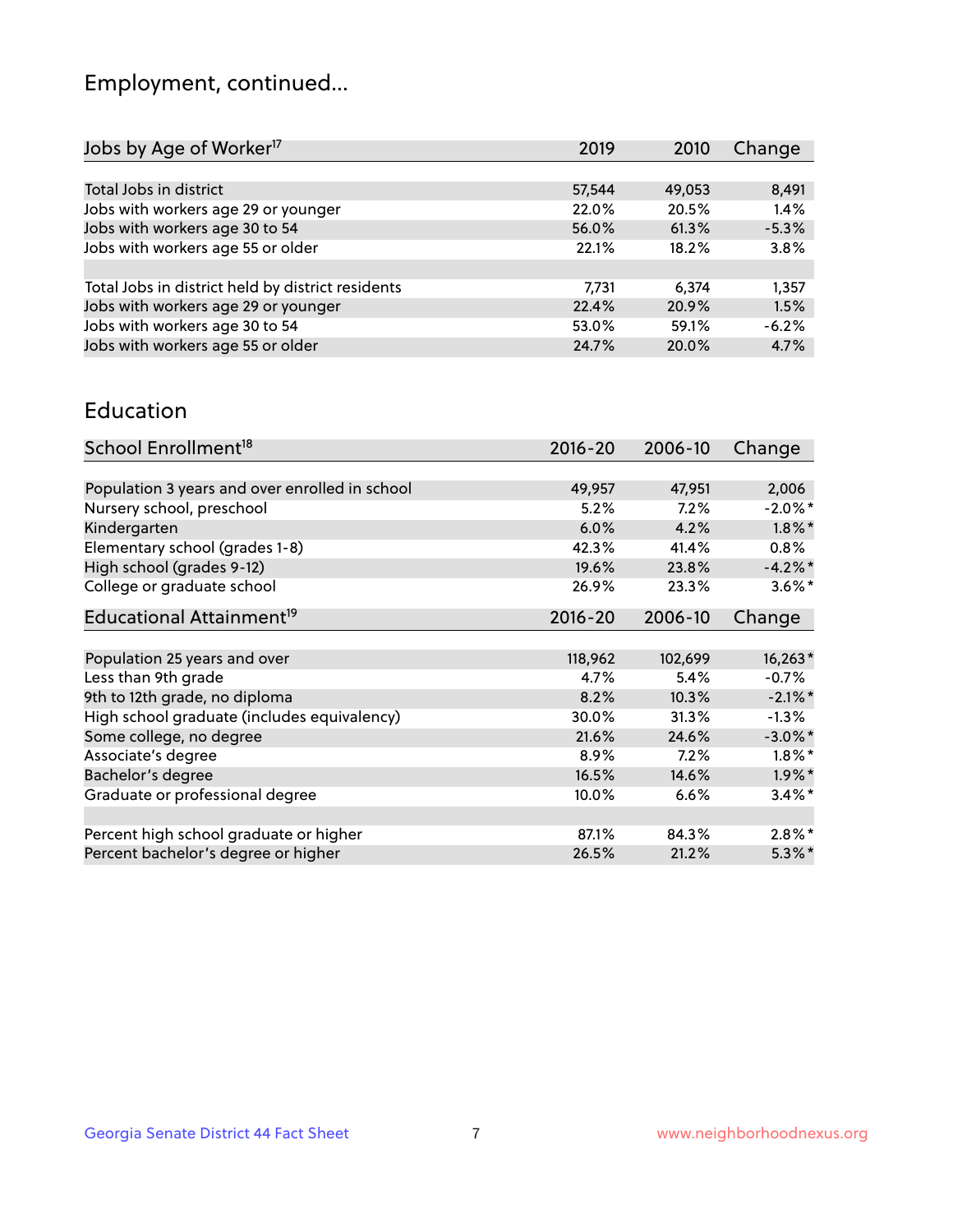## Employment, continued...

| Jobs by Age of Worker[17] | 2019 | 2010 | Change |
|---|---|---|---|
| | | | |
| Total Jobs in district | 57,544 | 49,053 | 8,491 |
| Jobs with workers age 29 or younger | 22.0% | 20.5% | 1.4% |
| Jobs with workers age 30 to 54 | 56.0% | 61.3% | -5.3% |
| Jobs with workers age 55 or older | 22.1% | 18.2% | 3.8% |
| | | | |
| Total Jobs in district held by district residents | 7,731 | 6,374 | 1,357 |
| Jobs with workers age 29 or younger | 22.4% | 20.9% | 1.5% |
| Jobs with workers age 30 to 54 | 53.0% | 59.1% | -6.2% |
| Jobs with workers age 55 or older | 24.7% | 20.0% | 4.7% |

## Education

| School Enrollment[18] | 2016-20 | 2006-10 | Change |
|---|---|---|---|
| | | | |
| Population 3 years and over enrolled in school | 49,957 | 47,951 | 2,006 |
| Nursery school, preschool | 5.2% | 7.2% | -2.0%* |
| Kindergarten | 6.0% | 4.2% | 1.8%* |
| Elementary school (grades 1-8) | 42.3% | 41.4% | 0.8% |
| High school (grades 9-12) | 19.6% | 23.8% | -4.2%* |
| College or graduate school | 26.9% | 23.3% | 3.6%* |

| Educational Attainment[19] | 2016-20 | 2006-10 | Change |
|---|---|---|---|
| | | | |
| Population 25 years and over | 118,962 | 102,699 | 16,263* |
| Less than 9th grade | 4.7% | 5.4% | -0.7% |
| 9th to 12th grade, no diploma | 8.2% | 10.3% | -2.1%* |
| High school graduate (includes equivalency) | 30.0% | 31.3% | -1.3% |
| Some college, no degree | 21.6% | 24.6% | -3.0%* |
| Associate's degree | 8.9% | 7.2% | 1.8%* |
| Bachelor's degree | 16.5% | 14.6% | 1.9%* |
| Graduate or professional degree | 10.0% | 6.6% | 3.4%* |
| | | | |
| Percent high school graduate or higher | 87.1% | 84.3% | 2.8%* |
| Percent bachelor's degree or higher | 26.5% | 21.2% | 5.3%* |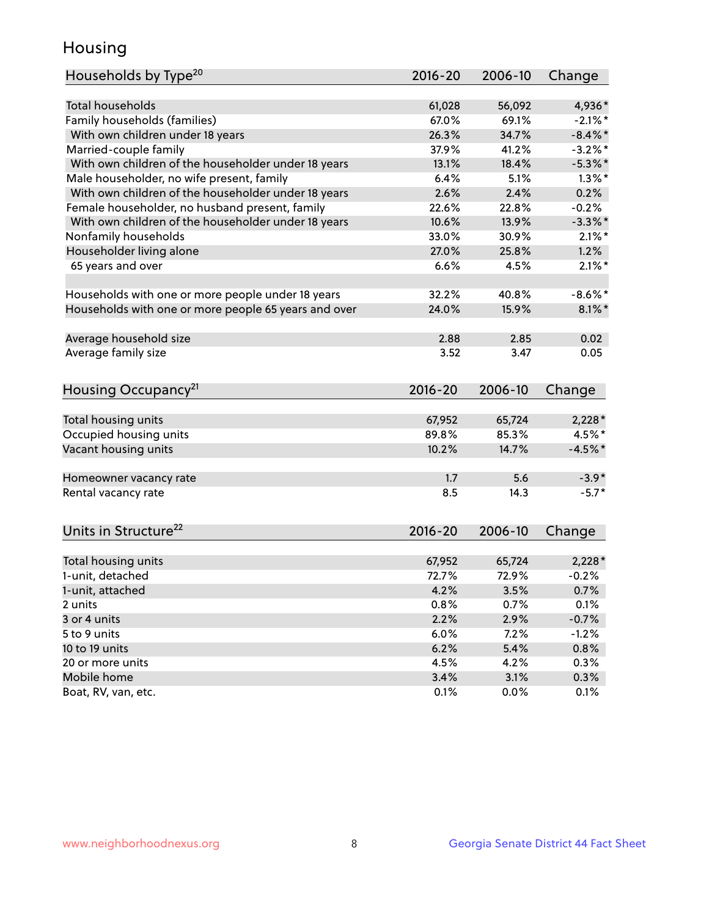## Housing

| Households by Type[20] | 2016-20 | 2006-10 | Change |
|---|---|---|---|
| Total households | 61,028 | 56,092 | 4,936* |
| Family households (families) | 67.0% | 69.1% | -2.1%* |
| With own children under 18 years | 26.3% | 34.7% | -8.4%* |
| Married-couple family | 37.9% | 41.2% | -3.2%* |
| With own children of the householder under 18 years | 13.1% | 18.4% | -5.3%* |
| Male householder, no wife present, family | 6.4% | 5.1% | 1.3%* |
| With own children of the householder under 18 years | 2.6% | 2.4% | 0.2% |
| Female householder, no husband present, family | 22.6% | 22.8% | -0.2% |
| With own children of the householder under 18 years | 10.6% | 13.9% | -3.3%* |
| Nonfamily households | 33.0% | 30.9% | 2.1%* |
| Householder living alone | 27.0% | 25.8% | 1.2% |
| 65 years and over | 6.6% | 4.5% | 2.1%* |
| | | | |
| Households with one or more people under 18 years | 32.2% | 40.8% | -8.6%* |
| Households with one or more people 65 years and over | 24.0% | 15.9% | 8.1%* |
| | | | |
| Average household size | 2.88 | 2.85 | 0.02 |
| Average family size | 3.52 | 3.47 | 0.05 |

| Housing Occupancy[21] | 2016-20 | 2006-10 | Change |
|---|---|---|---|
| Total housing units | 67,952 | 65,724 | 2,228* |
| Occupied housing units | 89.8% | 85.3% | 4.5%* |
| Vacant housing units | 10.2% | 14.7% | -4.5%* |
| | | | |
| Homeowner vacancy rate | 1.7 | 5.6 | -3.9* |
| Rental vacancy rate | 8.5 | 14.3 | -5.7* |

| Units in Structure[22] | 2016-20 | 2006-10 | Change |
|---|---|---|---|
| Total housing units | 67,952 | 65,724 | 2,228* |
| 1-unit, detached | 72.7% | 72.9% | -0.2% |
| 1-unit, attached | 4.2% | 3.5% | 0.7% |
| 2 units | 0.8% | 0.7% | 0.1% |
| 3 or 4 units | 2.2% | 2.9% | -0.7% |
| 5 to 9 units | 6.0% | 7.2% | -1.2% |
| 10 to 19 units | 6.2% | 5.4% | 0.8% |
| 20 or more units | 4.5% | 4.2% | 0.3% |
| Mobile home | 3.4% | 3.1% | 0.3% |
| Boat, RV, van, etc. | 0.1% | 0.0% | 0.1% |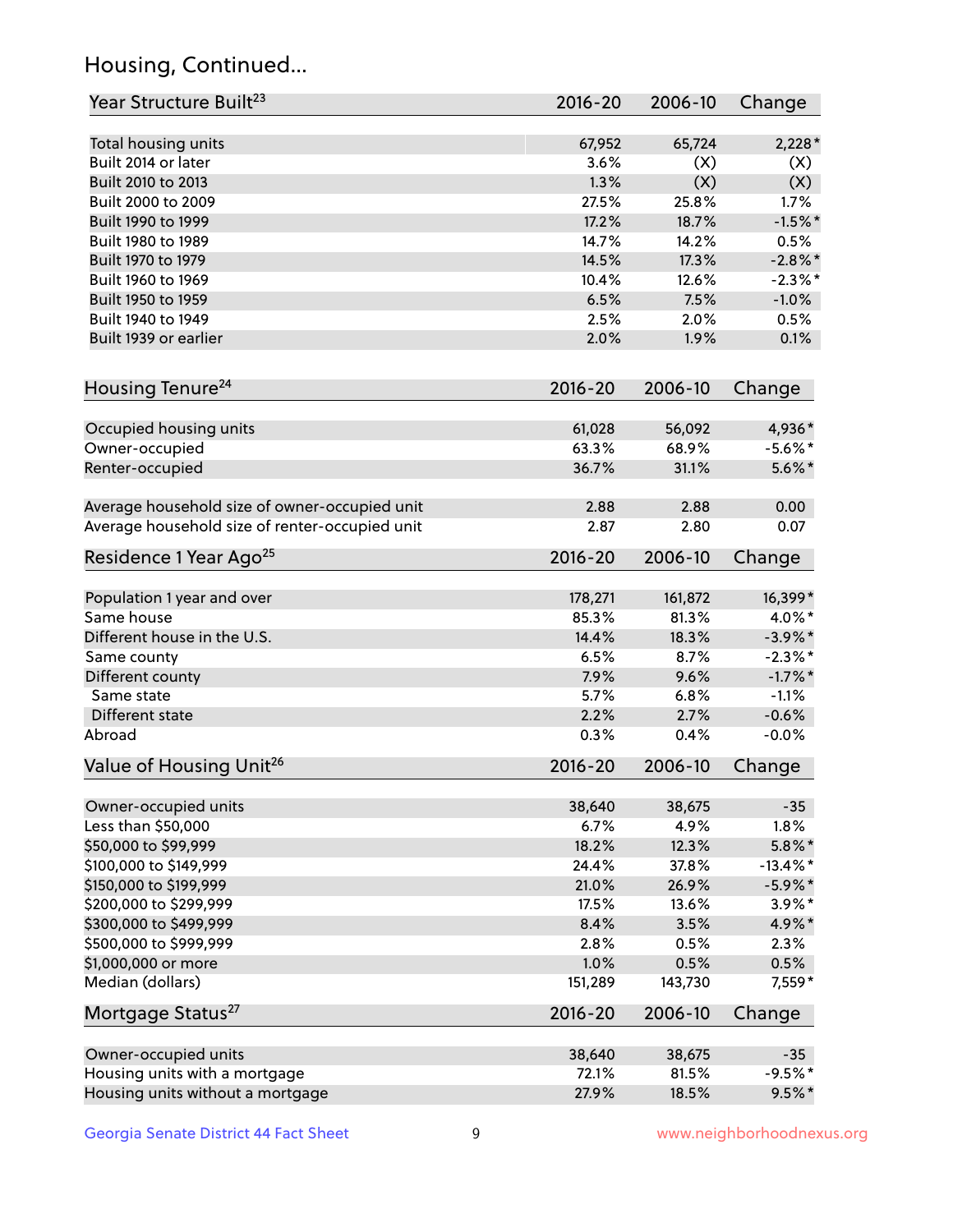## Housing, Continued...

| Year Structure Built[23] | 2016-20 | 2006-10 | Change |
|---|---|---|---|
| Total housing units | 67,952 | 65,724 | 2,228* |
| Built 2014 or later | 3.6% | (X) | (X) |
| Built 2010 to 2013 | 1.3% | (X) | (X) |
| Built 2000 to 2009 | 27.5% | 25.8% | 1.7% |
| Built 1990 to 1999 | 17.2% | 18.7% | -1.5%* |
| Built 1980 to 1989 | 14.7% | 14.2% | 0.5% |
| Built 1970 to 1979 | 14.5% | 17.3% | -2.8%* |
| Built 1960 to 1969 | 10.4% | 12.6% | -2.3%* |
| Built 1950 to 1959 | 6.5% | 7.5% | -1.0% |
| Built 1940 to 1949 | 2.5% | 2.0% | 0.5% |
| Built 1939 or earlier | 2.0% | 1.9% | 0.1% |

| Housing Tenure[24] | 2016-20 | 2006-10 | Change |
|---|---|---|---|
| Occupied housing units | 61,028 | 56,092 | 4,936* |
| Owner-occupied | 63.3% | 68.9% | -5.6%* |
| Renter-occupied | 36.7% | 31.1% | 5.6%* |
| Average household size of owner-occupied unit | 2.88 | 2.88 | 0.00 |
| Average household size of renter-occupied unit | 2.87 | 2.80 | 0.07 |

| Residence 1 Year Ago[25] | 2016-20 | 2006-10 | Change |
|---|---|---|---|
| Population 1 year and over | 178,271 | 161,872 | 16,399* |
| Same house | 85.3% | 81.3% | 4.0%* |
| Different house in the U.S. | 14.4% | 18.3% | -3.9%* |
| Same county | 6.5% | 8.7% | -2.3%* |
| Different county | 7.9% | 9.6% | -1.7%* |
| Same state | 5.7% | 6.8% | -1.1% |
| Different state | 2.2% | 2.7% | -0.6% |
| Abroad | 0.3% | 0.4% | -0.0% |

| Value of Housing Unit[26] | 2016-20 | 2006-10 | Change |
|---|---|---|---|
| Owner-occupied units | 38,640 | 38,675 | -35 |
| Less than $50,000 | 6.7% | 4.9% | 1.8% |
| $50,000 to $99,999 | 18.2% | 12.3% | 5.8%* |
| $100,000 to $149,999 | 24.4% | 37.8% | -13.4%* |
| $150,000 to $199,999 | 21.0% | 26.9% | -5.9%* |
| $200,000 to $299,999 | 17.5% | 13.6% | 3.9%* |
| $300,000 to $499,999 | 8.4% | 3.5% | 4.9%* |
| $500,000 to $999,999 | 2.8% | 0.5% | 2.3% |
| $1,000,000 or more | 1.0% | 0.5% | 0.5% |
| Median (dollars) | 151,289 | 143,730 | 7,559* |

| Mortgage Status[27] | 2016-20 | 2006-10 | Change |
|---|---|---|---|
| Owner-occupied units | 38,640 | 38,675 | -35 |
| Housing units with a mortgage | 72.1% | 81.5% | -9.5%* |
| Housing units without a mortgage | 27.9% | 18.5% | 9.5%* |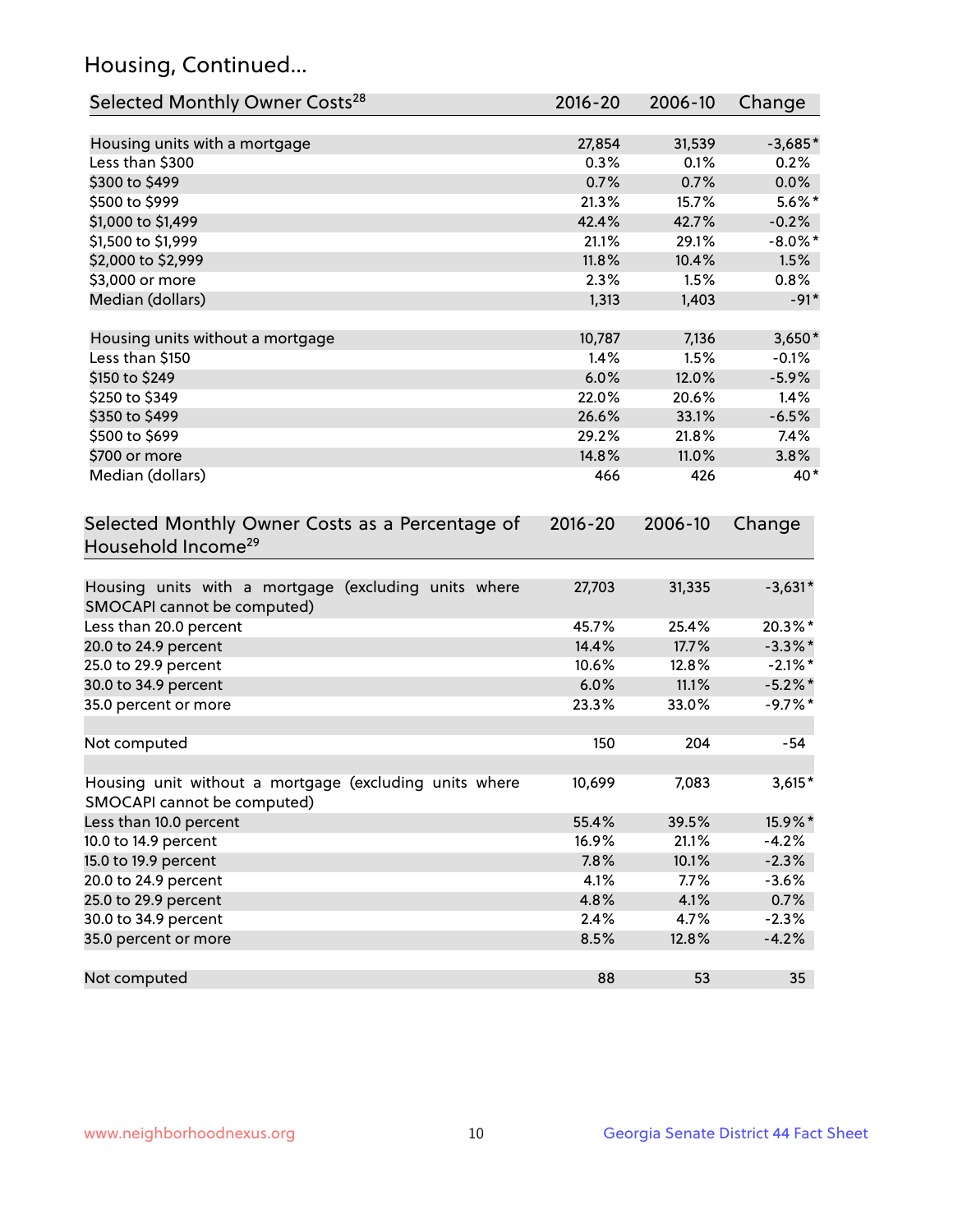## Housing, Continued...

| Selected Monthly Owner Costs[28] | 2016-20 | 2006-10 | Change |
|---|---|---|---|
| Housing units with a mortgage | 27,854 | 31,539 | -3,685* |
| Less than $300 | 0.3% | 0.1% | 0.2% |
| $300 to $499 | 0.7% | 0.7% | 0.0% |
| $500 to $999 | 21.3% | 15.7% | 5.6%* |
| $1,000 to $1,499 | 42.4% | 42.7% | -0.2% |
| $1,500 to $1,999 | 21.1% | 29.1% | -8.0%* |
| $2,000 to $2,999 | 11.8% | 10.4% | 1.5% |
| $3,000 or more | 2.3% | 1.5% | 0.8% |
| Median (dollars) | 1,313 | 1,403 | -91* |
| | | | |
| Housing units without a mortgage | 10,787 | 7,136 | 3,650* |
| Less than $150 | 1.4% | 1.5% | -0.1% |
| $150 to $249 | 6.0% | 12.0% | -5.9% |
| $250 to $349 | 22.0% | 20.6% | 1.4% |
| $350 to $499 | 26.6% | 33.1% | -6.5% |
| $500 to $699 | 29.2% | 21.8% | 7.4% |
| $700 or more | 14.8% | 11.0% | 3.8% |
| Median (dollars) | 466 | 426 | 40* |

| Selected Monthly Owner Costs as a Percentage of Household Income[29] | 2016-20 | 2006-10 | Change |
|---|---|---|---|
| Housing units with a mortgage (excluding units where SMOCAPI cannot be computed) | 27,703 | 31,335 | -3,631* |
| Less than 20.0 percent | 45.7% | 25.4% | 20.3%* |
| 20.0 to 24.9 percent | 14.4% | 17.7% | -3.3%* |
| 25.0 to 29.9 percent | 10.6% | 12.8% | -2.1%* |
| 30.0 to 34.9 percent | 6.0% | 11.1% | -5.2%* |
| 35.0 percent or more | 23.3% | 33.0% | -9.7%* |
| | | | |
| Not computed | 150 | 204 | -54 |
| | | | |
| Housing unit without a mortgage (excluding units where SMOCAPI cannot be computed) | 10,699 | 7,083 | 3,615* |
| Less than 10.0 percent | 55.4% | 39.5% | 15.9%* |
| 10.0 to 14.9 percent | 16.9% | 21.1% | -4.2% |
| 15.0 to 19.9 percent | 7.8% | 10.1% | -2.3% |
| 20.0 to 24.9 percent | 4.1% | 7.7% | -3.6% |
| 25.0 to 29.9 percent | 4.8% | 4.1% | 0.7% |
| 30.0 to 34.9 percent | 2.4% | 4.7% | -2.3% |
| 35.0 percent or more | 8.5% | 12.8% | -4.2% |
| | | | |
| Not computed | 88 | 53 | 35 |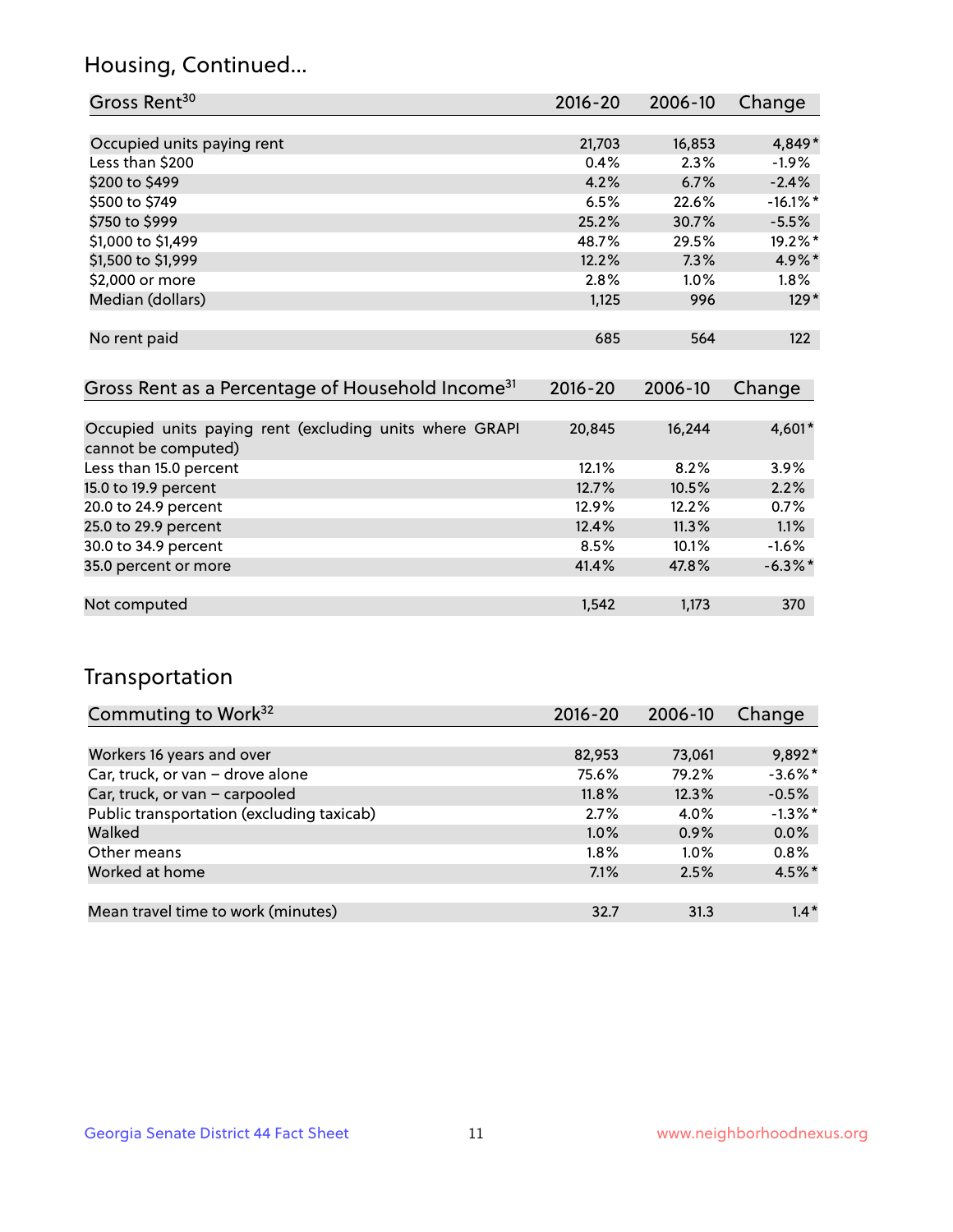## Housing, Continued...

| Gross Rent[30] | 2016-20 | 2006-10 | Change |
|---|---|---|---|
| Occupied units paying rent | 21,703 | 16,853 | 4,849* |
| Less than $200 | 0.4% | 2.3% | -1.9% |
| $200 to $499 | 4.2% | 6.7% | -2.4% |
| $500 to $749 | 6.5% | 22.6% | -16.1%* |
| $750 to $999 | 25.2% | 30.7% | -5.5% |
| $1,000 to $1,499 | 48.7% | 29.5% | 19.2%* |
| $1,500 to $1,999 | 12.2% | 7.3% | 4.9%* |
| $2,000 or more | 2.8% | 1.0% | 1.8% |
| Median (dollars) | 1,125 | 996 | 129* |
| No rent paid | 685 | 564 | 122 |

| Gross Rent as a Percentage of Household Income[31] | 2016-20 | 2006-10 | Change |
|---|---|---|---|
| Occupied units paying rent (excluding units where GRAPI cannot be computed) | 20,845 | 16,244 | 4,601* |
| Less than 15.0 percent | 12.1% | 8.2% | 3.9% |
| 15.0 to 19.9 percent | 12.7% | 10.5% | 2.2% |
| 20.0 to 24.9 percent | 12.9% | 12.2% | 0.7% |
| 25.0 to 29.9 percent | 12.4% | 11.3% | 1.1% |
| 30.0 to 34.9 percent | 8.5% | 10.1% | -1.6% |
| 35.0 percent or more | 41.4% | 47.8% | -6.3%* |
| Not computed | 1,542 | 1,173 | 370 |

## Transportation

| Commuting to Work[32] | 2016-20 | 2006-10 | Change |
|---|---|---|---|
| Workers 16 years and over | 82,953 | 73,061 | 9,892* |
| Car, truck, or van – drove alone | 75.6% | 79.2% | -3.6%* |
| Car, truck, or van – carpooled | 11.8% | 12.3% | -0.5% |
| Public transportation (excluding taxicab) | 2.7% | 4.0% | -1.3%* |
| Walked | 1.0% | 0.9% | 0.0% |
| Other means | 1.8% | 1.0% | 0.8% |
| Worked at home | 7.1% | 2.5% | 4.5%* |
| Mean travel time to work (minutes) | 32.7 | 31.3 | 1.4* |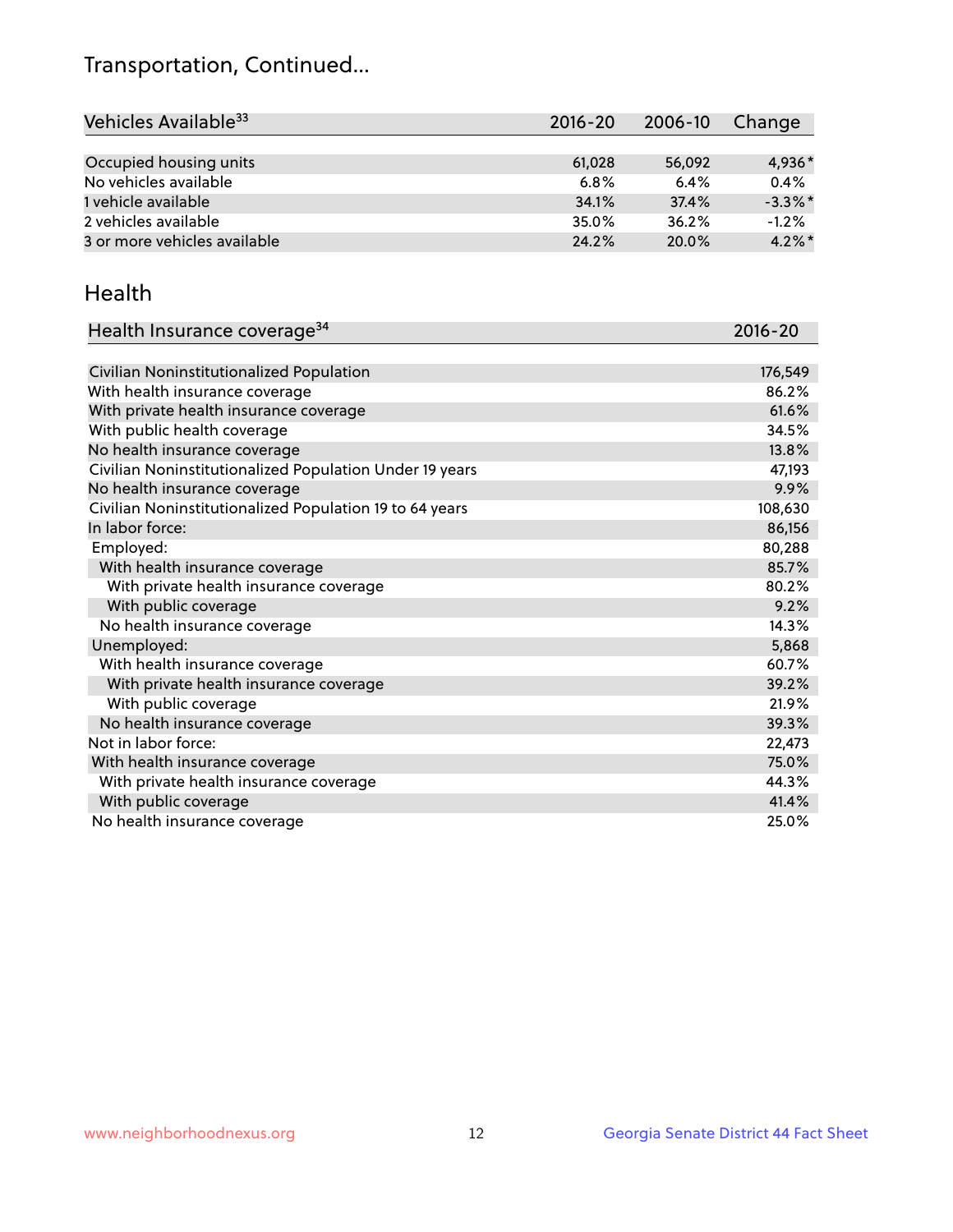# Transportation, Continued...

| Vehicles Available[33] | 2016-20 | 2006-10 | Change |
|---|---|---|---|
| Occupied housing units | 61,028 | 56,092 | 4,936* |
| No vehicles available | 6.8% | 6.4% | 0.4% |
| 1 vehicle available | 34.1% | 37.4% | -3.3%* |
| 2 vehicles available | 35.0% | 36.2% | -1.2% |
| 3 or more vehicles available | 24.2% | 20.0% | 4.2%* |

## Health

| Health Insurance coverage[34] | 2016-20 |
|---|---|
| Civilian Noninstitutionalized Population | 176,549 |
| With health insurance coverage | 86.2% |
| With private health insurance coverage | 61.6% |
| With public health coverage | 34.5% |
| No health insurance coverage | 13.8% |
| Civilian Noninstitutionalized Population Under 19 years | 47,193 |
| No health insurance coverage | 9.9% |
| Civilian Noninstitutionalized Population 19 to 64 years | 108,630 |
| In labor force: | 86,156 |
| Employed: | 80,288 |
| With health insurance coverage | 85.7% |
| With private health insurance coverage | 80.2% |
| With public coverage | 9.2% |
| No health insurance coverage | 14.3% |
| Unemployed: | 5,868 |
| With health insurance coverage | 60.7% |
| With private health insurance coverage | 39.2% |
| With public coverage | 21.9% |
| No health insurance coverage | 39.3% |
| Not in labor force: | 22,473 |
| With health insurance coverage | 75.0% |
| With private health insurance coverage | 44.3% |
| With public coverage | 41.4% |
| No health insurance coverage | 25.0% |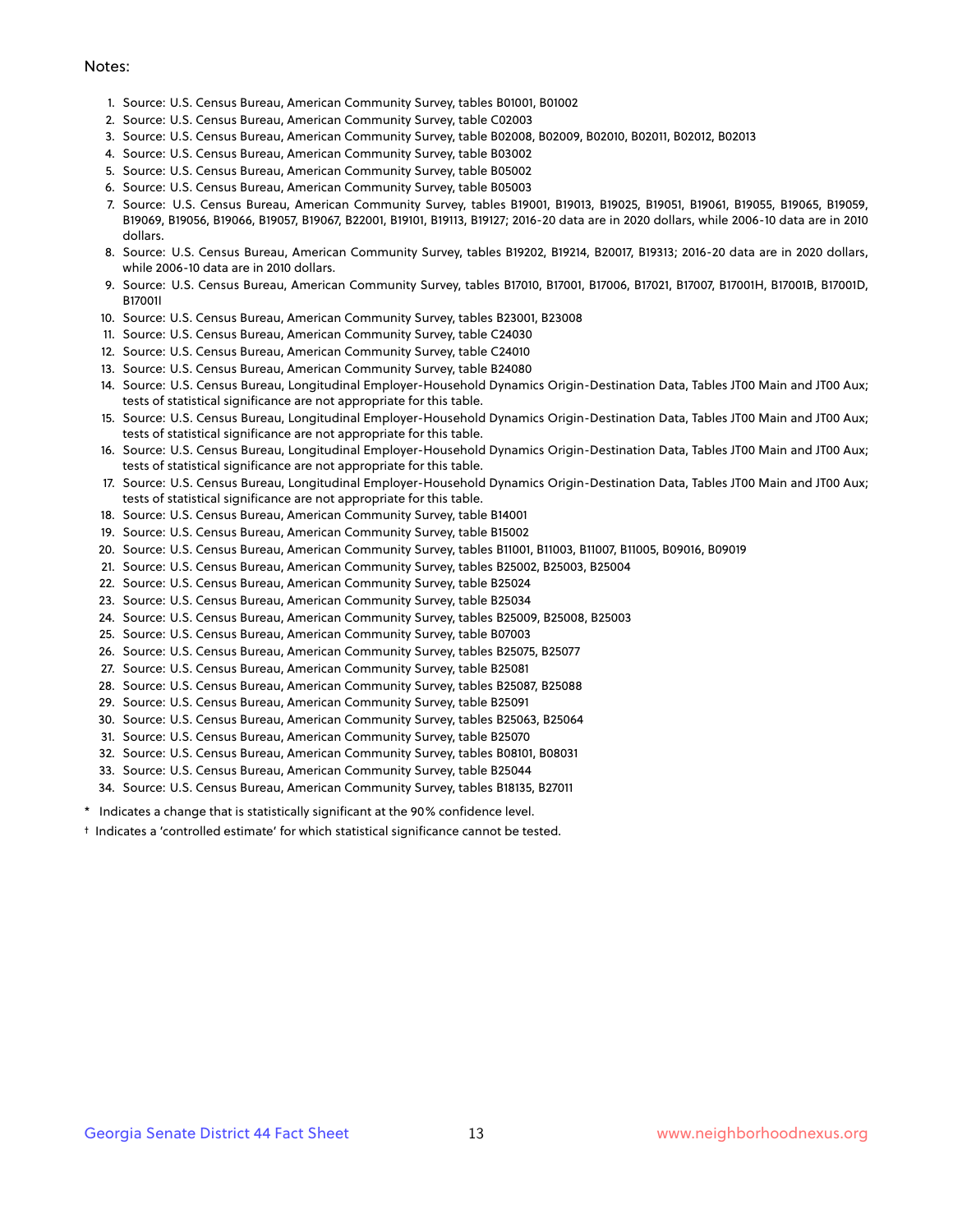Notes:

1. Source: U.S. Census Bureau, American Community Survey, tables B01001, B01002
2. Source: U.S. Census Bureau, American Community Survey, table C02003
3. Source: U.S. Census Bureau, American Community Survey, table B02008, B02009, B02010, B02011, B02012, B02013
4. Source: U.S. Census Bureau, American Community Survey, table B03002
5. Source: U.S. Census Bureau, American Community Survey, table B05002
6. Source: U.S. Census Bureau, American Community Survey, table B05003
7. Source: U.S. Census Bureau, American Community Survey, tables B19001, B19013, B19025, B19051, B19061, B19055, B19065, B19059, B19069, B19056, B19066, B19057, B19067, B22001, B19101, B19113, B19127; 2016-20 data are in 2020 dollars, while 2006-10 data are in 2010 dollars.
8. Source: U.S. Census Bureau, American Community Survey, tables B19202, B19214, B20017, B19313; 2016-20 data are in 2020 dollars, while 2006-10 data are in 2010 dollars.
9. Source: U.S. Census Bureau, American Community Survey, tables B17010, B17001, B17006, B17021, B17007, B17001H, B17001B, B17001D, B17001I
10. Source: U.S. Census Bureau, American Community Survey, tables B23001, B23008
11. Source: U.S. Census Bureau, American Community Survey, table C24030
12. Source: U.S. Census Bureau, American Community Survey, table C24010
13. Source: U.S. Census Bureau, American Community Survey, table B24080
14. Source: U.S. Census Bureau, Longitudinal Employer-Household Dynamics Origin-Destination Data, Tables JT00 Main and JT00 Aux; tests of statistical significance are not appropriate for this table.
15. Source: U.S. Census Bureau, Longitudinal Employer-Household Dynamics Origin-Destination Data, Tables JT00 Main and JT00 Aux; tests of statistical significance are not appropriate for this table.
16. Source: U.S. Census Bureau, Longitudinal Employer-Household Dynamics Origin-Destination Data, Tables JT00 Main and JT00 Aux; tests of statistical significance are not appropriate for this table.
17. Source: U.S. Census Bureau, Longitudinal Employer-Household Dynamics Origin-Destination Data, Tables JT00 Main and JT00 Aux; tests of statistical significance are not appropriate for this table.
18. Source: U.S. Census Bureau, American Community Survey, table B14001
19. Source: U.S. Census Bureau, American Community Survey, table B15002
20. Source: U.S. Census Bureau, American Community Survey, tables B11001, B11003, B11007, B11005, B09016, B09019
21. Source: U.S. Census Bureau, American Community Survey, tables B25002, B25003, B25004
22. Source: U.S. Census Bureau, American Community Survey, table B25024
23. Source: U.S. Census Bureau, American Community Survey, table B25034
24. Source: U.S. Census Bureau, American Community Survey, tables B25009, B25008, B25003
25. Source: U.S. Census Bureau, American Community Survey, table B07003
26. Source: U.S. Census Bureau, American Community Survey, tables B25075, B25077
27. Source: U.S. Census Bureau, American Community Survey, table B25081
28. Source: U.S. Census Bureau, American Community Survey, tables B25087, B25088
29. Source: U.S. Census Bureau, American Community Survey, table B25091
30. Source: U.S. Census Bureau, American Community Survey, tables B25063, B25064
31. Source: U.S. Census Bureau, American Community Survey, table B25070
32. Source: U.S. Census Bureau, American Community Survey, tables B08101, B08031
33. Source: U.S. Census Bureau, American Community Survey, table B25044
34. Source: U.S. Census Bureau, American Community Survey, tables B18135, B27011

\* Indicates a change that is statistically significant at the 90% confidence level.

† Indicates a 'controlled estimate' for which statistical significance cannot be tested.